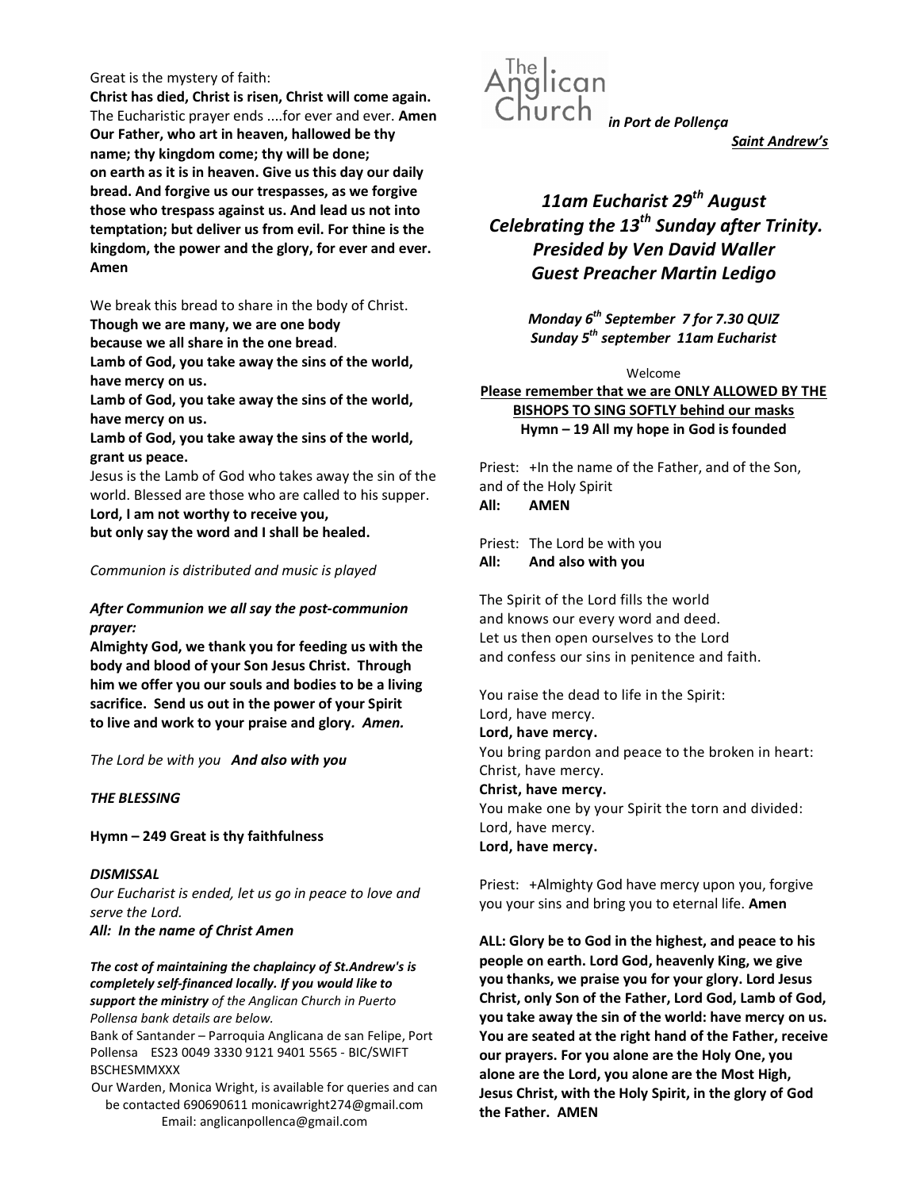Great is the mystery of faith:
**Christ has died, Christ is risen, Christ will come again.**
The Eucharistic prayer ends ....for ever and ever. **Amen**
**Our Father, who art in heaven, hallowed be thy name; thy kingdom come; thy will be done; on earth as it is in heaven. Give us this day our daily bread. And forgive us our trespasses, as we forgive those who trespass against us. And lead us not into temptation; but deliver us from evil. For thine is the kingdom, the power and the glory, for ever and ever. Amen**

We break this bread to share in the body of Christ.
**Though we are many, we are one body**
**because we all share in the one bread**.
**Lamb of God, you take away the sins of the world, have mercy on us.**
**Lamb of God, you take away the sins of the world, have mercy on us.**
**Lamb of God, you take away the sins of the world, grant us peace.**
Jesus is the Lamb of God who takes away the sin of the world. Blessed are those who are called to his supper.
**Lord, I am not worthy to receive you,**
**but only say the word and I shall be healed.**

*Communion is distributed and music is played*

***After Communion we all say the post-communion prayer:***
**Almighty God, we thank you for feeding us with the body and blood of your Son Jesus Christ. Through him we offer you our souls and bodies to be a living sacrifice. Send us out in the power of your Spirit to live and work to your praise and glory.** ***Amen.***

*The Lord be with you* ***And also with you***

***THE BLESSING***

**Hymn – 249 Great is thy faithfulness**

***DISMISSAL***
*Our Eucharist is ended, let us go in peace to love and serve the Lord.*
***All: In the name of Christ Amen***

***The cost of maintaining the chaplaincy of St.Andrew's is completely self-financed locally. If you would like to support the ministry*** *of the Anglican Church in Puerto Pollensa bank details are below.*
Bank of Santander – Parroquia Anglicana de san Felipe, Port Pollensa ES23 0049 3330 9121 9401 5565 - BIC/SWIFT BSCHESMMXXX
Our Warden, Monica Wright, is available for queries and can be contacted 690690611 monicawright274@gmail.com
Email: anglicanpollenca@gmail.com

The Anglican Church *in Port de Pollença*

***Saint Andrew's***

# *11am Eucharist 29th August Celebrating the 13th Sunday after Trinity. Presided by Ven David Waller Guest Preacher Martin Ledigo*

***Monday 6th September 7 for 7.30 QUIZ***
***Sunday 5th september 11am Eucharist***

Welcome

**Please remember that we are ONLY ALLOWED BY THE BISHOPS TO SING SOFTLY behind our masks**
**Hymn – 19 All my hope in God is founded**

Priest: +In the name of the Father, and of the Son, and of the Holy Spirit
**All: AMEN**

Priest: The Lord be with you
**All: And also with you**

The Spirit of the Lord fills the world
and knows our every word and deed.
Let us then open ourselves to the Lord
and confess our sins in penitence and faith.

You raise the dead to life in the Spirit:
Lord, have mercy.
**Lord, have mercy.**
You bring pardon and peace to the broken in heart:
Christ, have mercy.
**Christ, have mercy.**
You make one by your Spirit the torn and divided:
Lord, have mercy.
**Lord, have mercy.**

Priest: +Almighty God have mercy upon you, forgive you your sins and bring you to eternal life. **Amen**

**ALL: Glory be to God in the highest, and peace to his people on earth. Lord God, heavenly King, we give you thanks, we praise you for your glory. Lord Jesus Christ, only Son of the Father, Lord God, Lamb of God, you take away the sin of the world: have mercy on us. You are seated at the right hand of the Father, receive our prayers. For you alone are the Holy One, you alone are the Lord, you alone are the Most High, Jesus Christ, with the Holy Spirit, in the glory of God the Father. AMEN**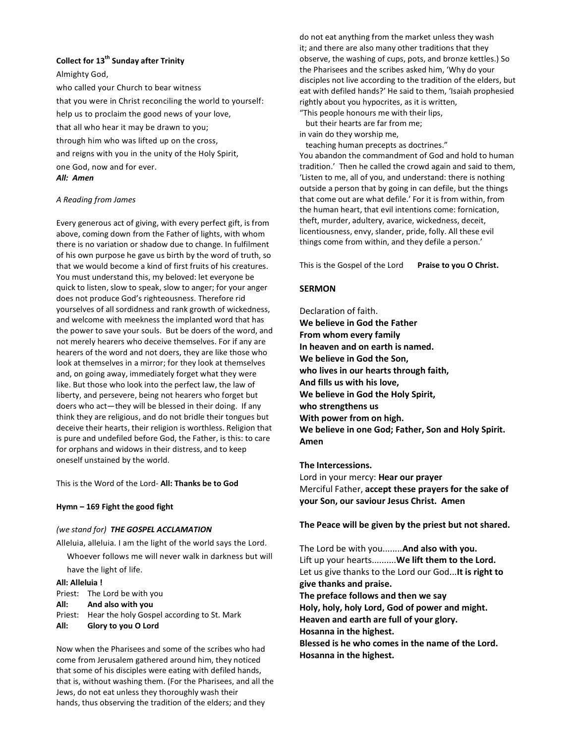**Collect for 13th Sunday after Trinity**

Almighty God,
who called your Church to bear witness
that you were in Christ reconciling the world to yourself:
help us to proclaim the good news of your love,
that all who hear it may be drawn to you;
through him who was lifted up on the cross,
and reigns with you in the unity of the Holy Spirit,
one God, now and for ever.
***All: Amen***

*A Reading from James*

Every generous act of giving, with every perfect gift, is from above, coming down from the Father of lights, with whom there is no variation or shadow due to change. In fulfilment of his own purpose he gave us birth by the word of truth, so that we would become a kind of first fruits of his creatures. You must understand this, my beloved: let everyone be quick to listen, slow to speak, slow to anger; for your anger does not produce God's righteousness. Therefore rid yourselves of all sordidness and rank growth of wickedness, and welcome with meekness the implanted word that has the power to save your souls. But be doers of the word, and not merely hearers who deceive themselves. For if any are hearers of the word and not doers, they are like those who look at themselves in a mirror; for they look at themselves and, on going away, immediately forget what they were like. But those who look into the perfect law, the law of liberty, and persevere, being not hearers who forget but doers who act—they will be blessed in their doing. If any think they are religious, and do not bridle their tongues but deceive their hearts, their religion is worthless. Religion that is pure and undefiled before God, the Father, is this: to care for orphans and widows in their distress, and to keep oneself unstained by the world.

This is the Word of the Lord- **All: Thanks be to God**

**Hymn – 169 Fight the good fight**

*(we stand for)* ***THE GOSPEL ACCLAMATION***

Alleluia, alleluia. I am the light of the world says the Lord. Whoever follows me will never walk in darkness but will have the light of life.

**All: Alleluia !**

Priest: The Lord be with you
**All: And also with you**
Priest: Hear the holy Gospel according to St. Mark
**All: Glory to you O Lord**

Now when the Pharisees and some of the scribes who had come from Jerusalem gathered around him, they noticed that some of his disciples were eating with defiled hands, that is, without washing them. (For the Pharisees, and all the Jews, do not eat unless they thoroughly wash their hands, thus observing the tradition of the elders; and they do not eat anything from the market unless they wash it; and there are also many other traditions that they observe, the washing of cups, pots, and bronze kettles.) So the Pharisees and the scribes asked him, 'Why do your disciples not live according to the tradition of the elders, but eat with defiled hands?' He said to them, 'Isaiah prophesied rightly about you hypocrites, as it is written,
"This people honours me with their lips,
  but their hearts are far from me;
in vain do they worship me,
  teaching human precepts as doctrines."
You abandon the commandment of God and hold to human tradition.' Then he called the crowd again and said to them, 'Listen to me, all of you, and understand: there is nothing outside a person that by going in can defile, but the things that come out are what defile.' For it is from within, from the human heart, that evil intentions come: fornication, theft, murder, adultery, avarice, wickedness, deceit, licentiousness, envy, slander, pride, folly. All these evil things come from within, and they defile a person.'

This is the Gospel of the Lord **Praise to you O Christ.**

**SERMON**

Declaration of faith.
**We believe in God the Father**
**From whom every family**
**In heaven and on earth is named.**
**We believe in God the Son,**
**who lives in our hearts through faith,**
**And fills us with his love,**
**We believe in God the Holy Spirit,**
**who strengthens us**
**With power from on high.**
**We believe in one God; Father, Son and Holy Spirit.**
**Amen**

**The Intercessions.**
Lord in your mercy: **Hear our prayer**
Merciful Father, **accept these prayers for the sake of your Son, our saviour Jesus Christ. Amen**

**The Peace will be given by the priest but not shared.**

The Lord be with you........**And also with you.**
Lift up your hearts..........**We lift them to the Lord.**
Let us give thanks to the Lord our God...**It is right to give thanks and praise.**
**The preface follows and then we say**
**Holy, holy, holy Lord, God of power and might.**
**Heaven and earth are full of your glory.**
**Hosanna in the highest.**
**Blessed is he who comes in the name of the Lord.**
**Hosanna in the highest.**